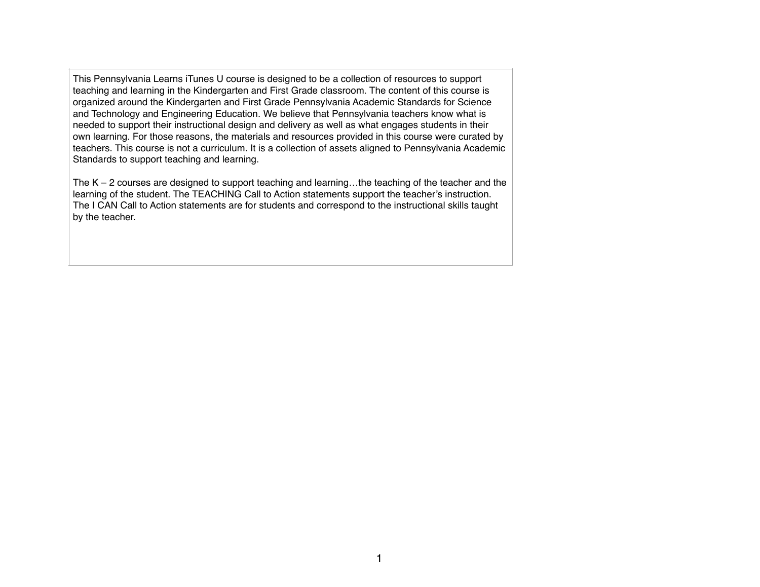This Pennsylvania Learns iTunes U course is designed to be a collection of resources to support teaching and learning in the Kindergarten and First Grade classroom. The content of this course is organized around the Kindergarten and First Grade Pennsylvania Academic Standards for Science and Technology and Engineering Education. We believe that Pennsylvania teachers know what is needed to support their instructional design and delivery as well as what engages students in their own learning. For those reasons, the materials and resources provided in this course were curated by teachers. This course is not a curriculum. It is a collection of assets aligned to Pennsylvania Academic Standards to support teaching and learning.

The K – 2 courses are designed to support teaching and learning…the teaching of the teacher and the learning of the student. The TEACHING Call to Action statements support the teacher's instruction. The I CAN Call to Action statements are for students and correspond to the instructional skills taught by the teacher.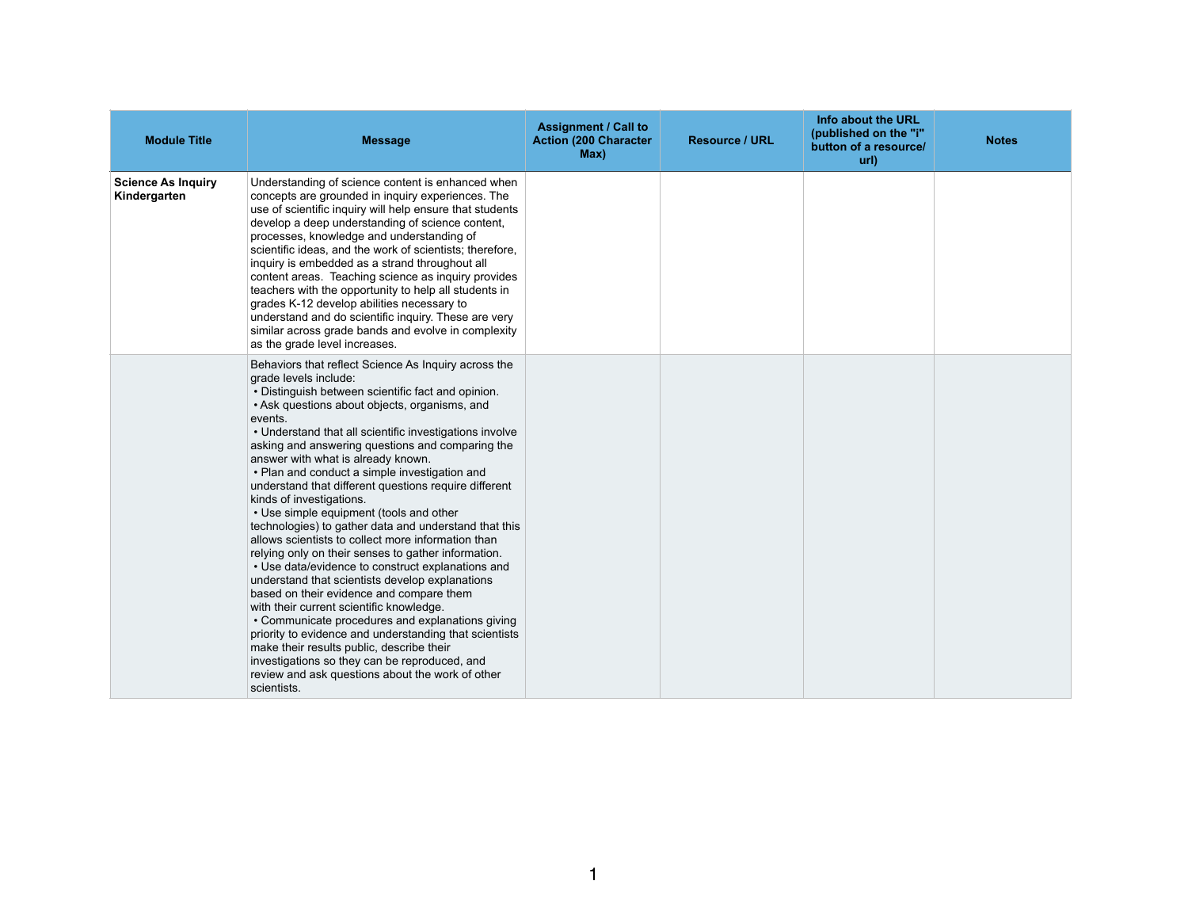| Module Title | Message | Assignment / Call to Action (200 Character Max) | Resource / URL | Info about the URL (published on the "i" button of a resource/ url) | Notes |
|---|---|---|---|---|---|
| **Science As Inquiry Kindergarten** | Understanding of science content is enhanced when concepts are grounded in inquiry experiences. The use of scientific inquiry will help ensure that students develop a deep understanding of science content, processes, knowledge and understanding of scientific ideas, and the work of scientists; therefore, inquiry is embedded as a strand throughout all content areas. Teaching science as inquiry provides teachers with the opportunity to help all students in grades K-12 develop abilities necessary to understand and do scientific inquiry. These are very similar across grade bands and evolve in complexity as the grade level increases. | | | | |
| | Behaviors that reflect Science As Inquiry across the grade levels include:<br>• Distinguish between scientific fact and opinion.<br>• Ask questions about objects, organisms, and events.<br>• Understand that all scientific investigations involve asking and answering questions and comparing the answer with what is already known.<br>• Plan and conduct a simple investigation and understand that different questions require different kinds of investigations.<br>• Use simple equipment (tools and other technologies) to gather data and understand that this allows scientists to collect more information than relying only on their senses to gather information.<br>• Use data/evidence to construct explanations and understand that scientists develop explanations based on their evidence and compare them with their current scientific knowledge.<br>• Communicate procedures and explanations giving priority to evidence and understanding that scientists make their results public, describe their investigations so they can be reproduced, and review and ask questions about the work of other scientists. | | | | |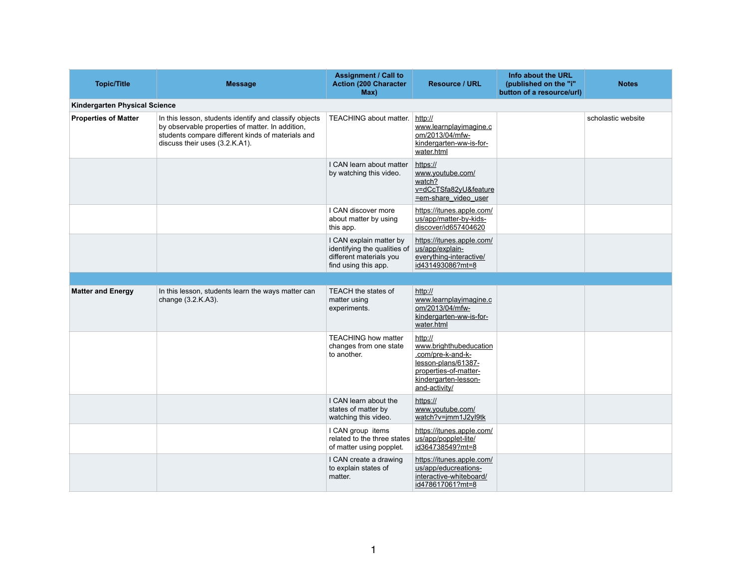| Topic/Title | Message | Assignment / Call to Action (200 Character Max) | Resource / URL | Info about the URL (published on the "i" button of a resource/url) | Notes |
|---|---|---|---|---|---|
| **Kindergarten Physical Science** | | | | | |
| **Properties of Matter** | In this lesson, students identify and classify objects by observable properties of matter. In addition, students compare different kinds of materials and discuss their uses (3.2.K.A1). | TEACHING about matter. | http://www.learnplayimagine.com/2013/04/mfw-kindergarten-ww-is-for-water.html | | scholastic website |
| | | I CAN learn about matter by watching this video. | https://www.youtube.com/watch?v=dCcTSfa82yU&feature=em-share_video_user | | |
| | | I CAN discover more about matter by using this app. | https://itunes.apple.com/us/app/matter-by-kids-discover/id657404620 | | |
| | | I CAN explain matter by identifying the qualities of different materials you find using this app. | https://itunes.apple.com/us/app/explain-everything-interactive/id431493086?mt=8 | | |
| | | | | | |
| **Matter and Energy** | In this lesson, students learn the ways matter can change (3.2.K.A3). | TEACH the states of matter using experiments. | http://www.learnplayimagine.com/2013/04/mfw-kindergarten-ww-is-for-water.html | | |
| | | TEACHING how matter changes from one state to another. | http://www.brighthubeducation.com/pre-k-and-k-lesson-plans/61387-properties-of-matter-kindergarten-lesson-and-activity/ | | |
| | | I CAN learn about the states of matter by watching this video. | https://www.youtube.com/watch?v=jmm1J2yl9tk | | |
| | | I CAN group items related to the three states of matter using popplet. | https://itunes.apple.com/us/app/popplet-lite/id364738549?mt=8 | | |
| | | I CAN create a drawing to explain states of matter. | https://itunes.apple.com/us/app/educreations-interactive-whiteboard/id478617061?mt=8 | | |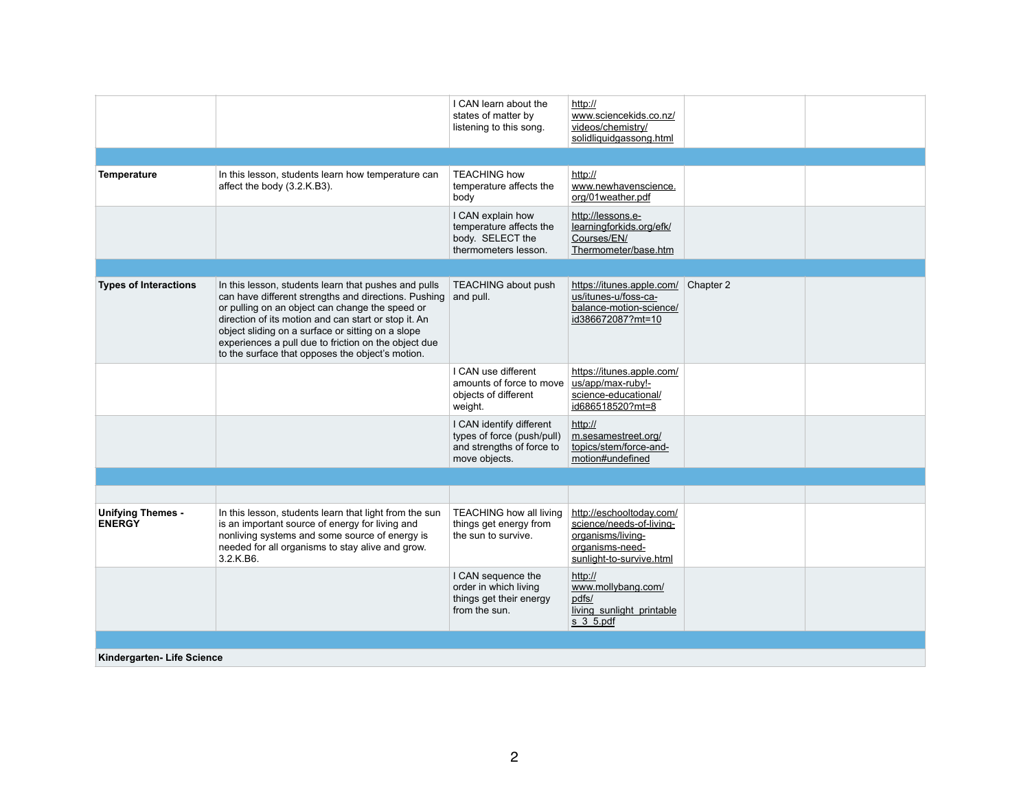| | | | | | |
|---|---|---|---|---|---|
| | | I CAN learn about the states of matter by listening to this song. | http://www.sciencekids.co.nz/videos/chemistry/solidliquidgassong.html | | |
| | | | | | |
| **Temperature** | In this lesson, students learn how temperature can affect the body (3.2.K.B3). | TEACHING how temperature affects the body | http://www.newhavenscience.org/01weather.pdf | | |
| | | I CAN explain how temperature affects the body. SELECT the thermometers lesson. | http://lessons.e-learningforkids.org/efk/Courses/EN/Thermometer/base.htm | | |
| | | | | | |
| **Types of Interactions** | In this lesson, students learn that pushes and pulls can have different strengths and directions. Pushing or pulling on an object can change the speed or direction of its motion and can start or stop it. An object sliding on a surface or sitting on a slope experiences a pull due to friction on the object due to the surface that opposes the object's motion. | TEACHING about push and pull. | https://itunes.apple.com/us/itunes-u/foss-ca-balance-motion-science/id386672087?mt=10 | Chapter 2 | |
| | | I CAN use different amounts of force to move objects of different weight. | https://itunes.apple.com/us/app/max-ruby!-science-educational/id686518520?mt=8 | | |
| | | I CAN identify different types of force (push/pull) and strengths of force to move objects. | http://m.sesamestreet.org/topics/stem/force-and-motion#undefined | | |
| | | | | | |
| | | | | | |
| **Unifying Themes - ENERGY** | In this lesson, students learn that light from the sun is an important source of energy for living and nonliving systems and some source of energy is needed for all organisms to stay alive and grow. 3.2.K.B6. | TEACHING how all living things get energy from the sun to survive. | http://eschooltoday.com/science/needs-of-living-organisms/living-organisms-need-sunlight-to-survive.html | | |
| | | I CAN sequence the order in which living things get their energy from the sun. | http://www.mollybang.com/pdfs/living_sunlight_printables_3_5.pdf | | |
| | | | | | |
| **Kindergarten- Life Science** | | | | | |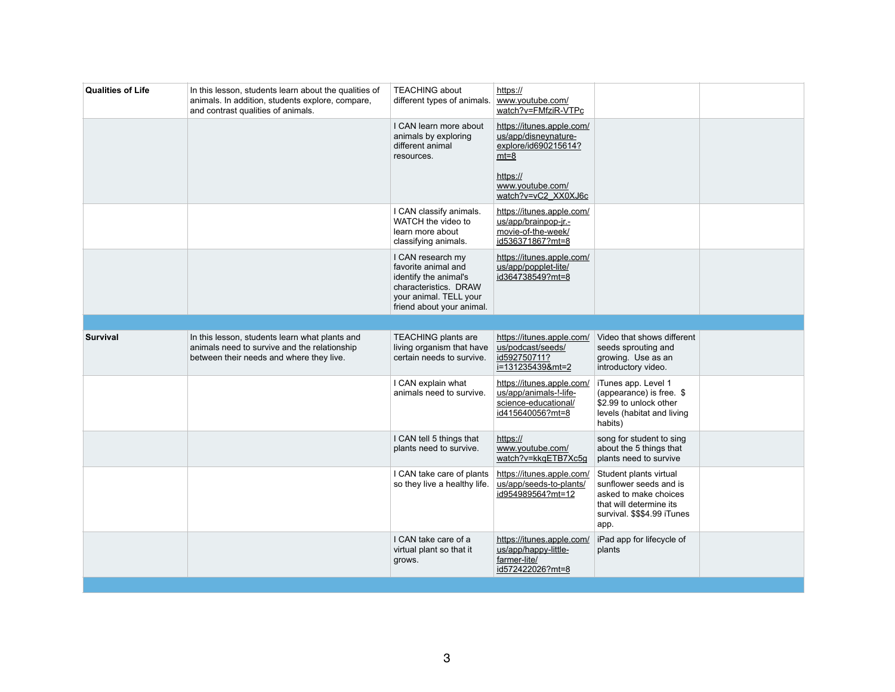| | | | | | |
|---|---|---|---|---|---|
| **Qualities of Life** | In this lesson, students learn about the qualities of animals. In addition, students explore, compare, and contrast qualities of animals. | TEACHING about different types of animals. | https://www.youtube.com/watch?v=FMfziR-VTPc | | |
| | | I CAN learn more about animals by exploring different animal resources. | https://itunes.apple.com/us/app/disneynature-explore/id690215614?mt=8<br><br>https://www.youtube.com/watch?v=vC2_XX0XJ6c | | |
| | | I CAN classify animals. WATCH the video to learn more about classifying animals. | https://itunes.apple.com/us/app/brainpop-jr.-movie-of-the-week/id536371867?mt=8 | | |
| | | I CAN research my favorite animal and identify the animal's characteristics. DRAW your animal. TELL your friend about your animal. | https://itunes.apple.com/us/app/popplet-lite/id364738549?mt=8 | | |
| | | | | | |
| **Survival** | In this lesson, students learn what plants and animals need to survive and the relationship between their needs and where they live. | TEACHING plants are living organism that have certain needs to survive. | https://itunes.apple.com/us/podcast/seeds/id592750711?i=131235439&mt=2 | Video that shows different seeds sprouting and growing. Use as an introductory video. | |
| | | I CAN explain what animals need to survive. | https://itunes.apple.com/us/app/animals-!-life-science-educational/id415640056?mt=8 | iTunes app. Level 1 (appearance) is free. $2.99 to unlock other levels (habitat and living habits) | |
| | | I CAN tell 5 things that plants need to survive. | https://www.youtube.com/watch?v=kkqETB7Xc5g | song for student to sing about the 5 things that plants need to survive | |
| | | I CAN take care of plants so they live a healthy life. | https://itunes.apple.com/us/app/seeds-to-plants/id954989564?mt=12 | Student plants virtual sunflower seeds and is asked to make choices that will determine its survival. $$$4.99 iTunes app. | |
| | | I CAN take care of a virtual plant so that it grows. | https://itunes.apple.com/us/app/happy-little-farmer-lite/id572422026?mt=8 | iPad app for lifecycle of plants | |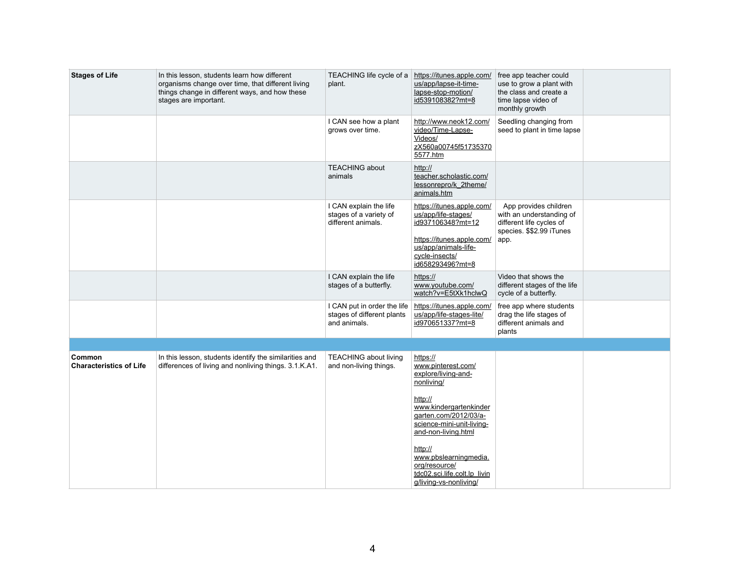| | | | | | |
|---|---|---|---|---|---|
| **Stages of Life** | In this lesson, students learn how different organisms change over time, that different living things change in different ways, and how these stages are important. | TEACHING life cycle of a plant. | https://itunes.apple.com/us/app/lapse-it-time-lapse-stop-motion/id539108382?mt=8 | free app teacher could use to grow a plant with the class and create a time lapse video of monthly growth | |
| | | I CAN see how a plant grows over time. | http://www.neok12.com/video/Time-Lapse-Videos/zX560a00745f517353705577.htm | Seedling changing from seed to plant in time lapse | |
| | | TEACHING about animals | http://teacher.scholastic.com/lessonrepro/k_2theme/animals.htm | | |
| | | I CAN explain the life stages of a variety of different animals. | https://itunes.apple.com/us/app/life-stages/id937106348?mt=12 https://itunes.apple.com/us/app/animals-life-cycle-insects/id658293496?mt=8 | App provides children with an understanding of different life cycles of species. $$2.99 iTunes app. | |
| | | I CAN explain the life stages of a butterfly. | https://www.youtube.com/watch?v=E5tXk1hclwQ | Video that shows the different stages of the life cycle of a butterfly. | |
| | | I CAN put in order the life stages of different plants and animals. | https://itunes.apple.com/us/app/life-stages-lite/id970651337?mt=8 | free app where students drag the life stages of different animals and plants | |
| | | | | | |
| **Common Characteristics of Life** | In this lesson, students identify the similarities and differences of living and nonliving things. 3.1.K.A1. | TEACHING about living and non-living things. | https://www.pinterest.com/explore/living-and-nonliving/ http://www.kindergartenkindergarten.com/2012/03/a-science-mini-unit-living-and-non-living.html http://www.pbslearningmedia.org/resource/tdc02.sci.life.colt.lp_living/living-vs-nonliving/ | | |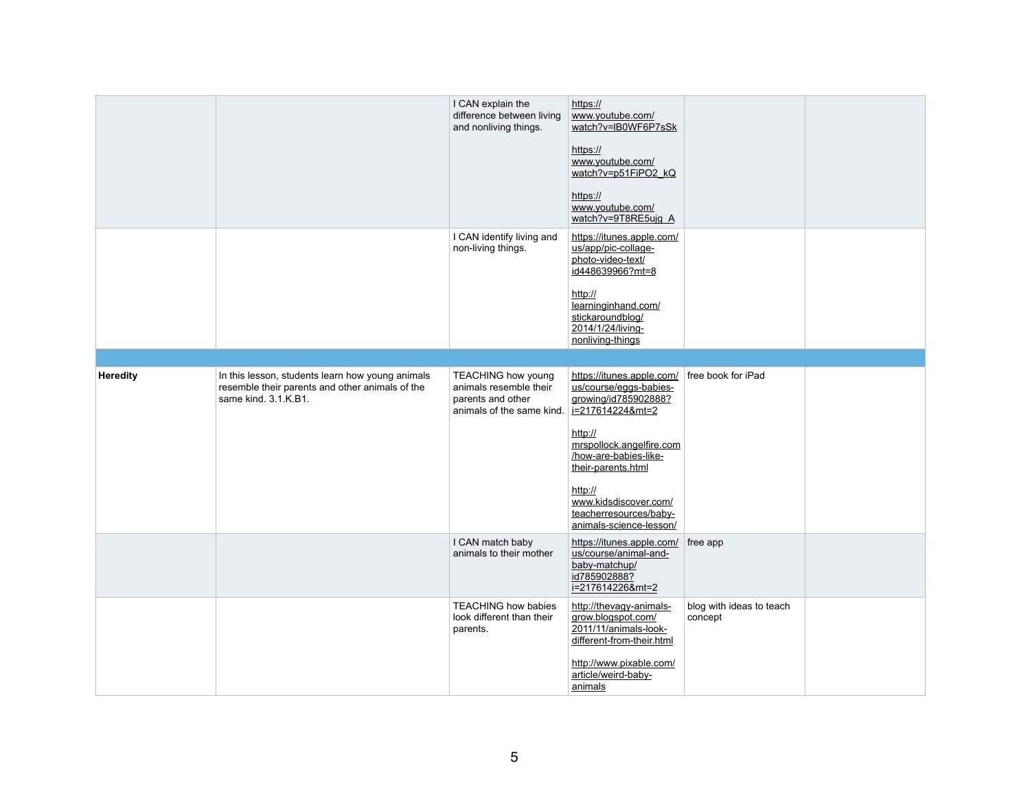| | | | | | |
|---|---|---|---|---|---|
| | | I CAN explain the difference between living and nonliving things. | https://www.youtube.com/watch?v=lB0WF6P7sSk<br><br>https://www.youtube.com/watch?v=p51FiPO2_kQ<br><br>https://www.youtube.com/watch?v=9T8RE5ujg_A | | |
| | | I CAN identify living and non-living things. | https://itunes.apple.com/us/app/pic-collage-photo-video-text/id448639966?mt=8<br><br>http://learninginhand.com/stickaroundblog/2014/1/24/living-nonliving-things | | |
| | | | | | |
| **Heredity** | In this lesson, students learn how young animals resemble their parents and other animals of the same kind. 3.1.K.B1. | TEACHING how young animals resemble their parents and other animals of the same kind. | https://itunes.apple.com/us/course/eggs-babies-growing/id785902888?i=217614224&mt=2<br><br>http://mrspollock.angelfire.com/how-are-babies-like-their-parents.html<br><br>http://www.kidsdiscover.com/teacherresources/baby-animals-science-lesson/ | free book for iPad | |
| | | I CAN match baby animals to their mother | https://itunes.apple.com/us/course/animal-and-baby-matchup/id785902888?i=217614226&mt=2 | free app | |
| | | TEACHING how babies look different than their parents. | http://thevagy-animals-grow.blogspot.com/2011/11/animals-look-different-from-their.html<br><br>http://www.pixable.com/article/weird-baby-animals | blog with ideas to teach concept | |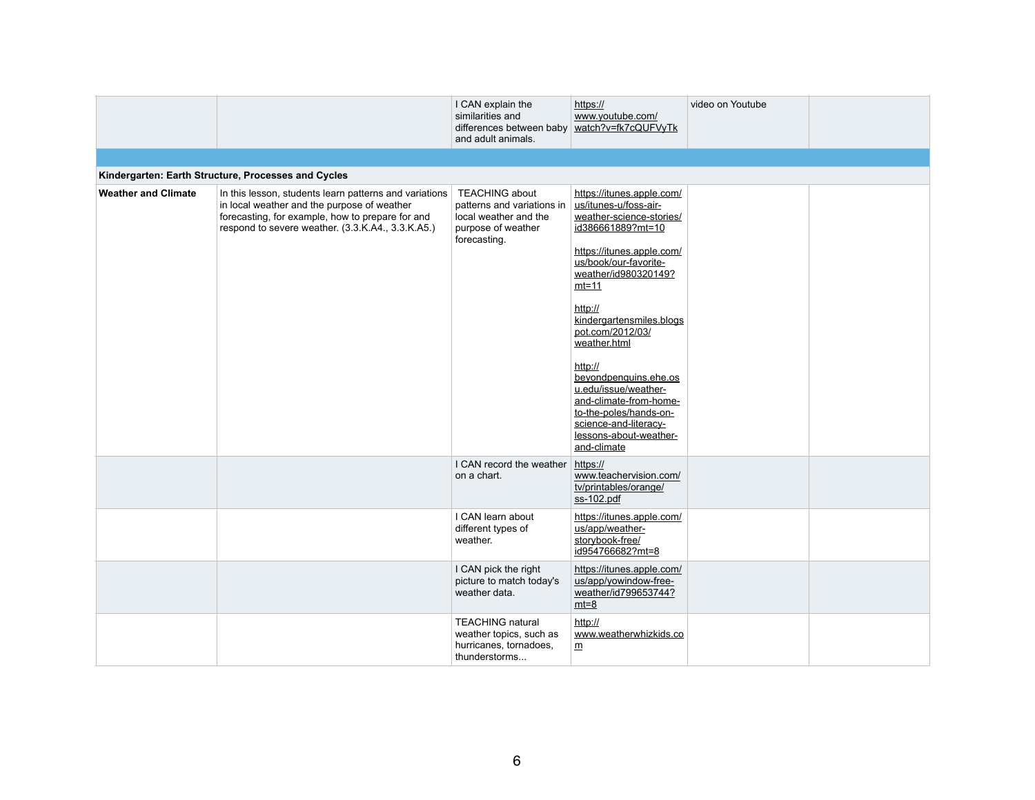| | | | | | |
|---|---|---|---|---|---|
| | | I CAN explain the similarities and differences between baby and adult animals. | https://www.youtube.com/watch?v=fk7cQUFVyTk | video on Youtube | |
| | | | | | |
| **Kindergarten: Earth Structure, Processes and Cycles** | | | | | |
| **Weather and Climate** | In this lesson, students learn patterns and variations in local weather and the purpose of weather forecasting, for example, how to prepare for and respond to severe weather. (3.3.K.A4., 3.3.K.A5.) | TEACHING about patterns and variations in local weather and the purpose of weather forecasting. | https://itunes.apple.com/us/itunes-u/foss-air-weather-science-stories/id386661889?mt=10 <br><br> https://itunes.apple.com/us/book/our-favorite-weather/id980320149?mt=11 <br><br> http://kindergartensmiles.blogspot.com/2012/03/weather.html <br><br> http://beyondpenguins.ehe.osu.edu/issue/weather-and-climate-from-home-to-the-poles/hands-on-science-and-literacy-lessons-about-weather-and-climate | | |
| | | I CAN record the weather on a chart. | https://www.teachervision.com/tv/printables/orange/ss-102.pdf | | |
| | | I CAN learn about different types of weather. | https://itunes.apple.com/us/app/weather-storybook-free/id954766682?mt=8 | | |
| | | I CAN pick the right picture to match today's weather data. | https://itunes.apple.com/us/app/yowindow-free-weather/id799653744?mt=8 | | |
| | | TEACHING natural weather topics, such as hurricanes, tornadoes, thunderstorms... | http://www.weatherwhizkids.com | | |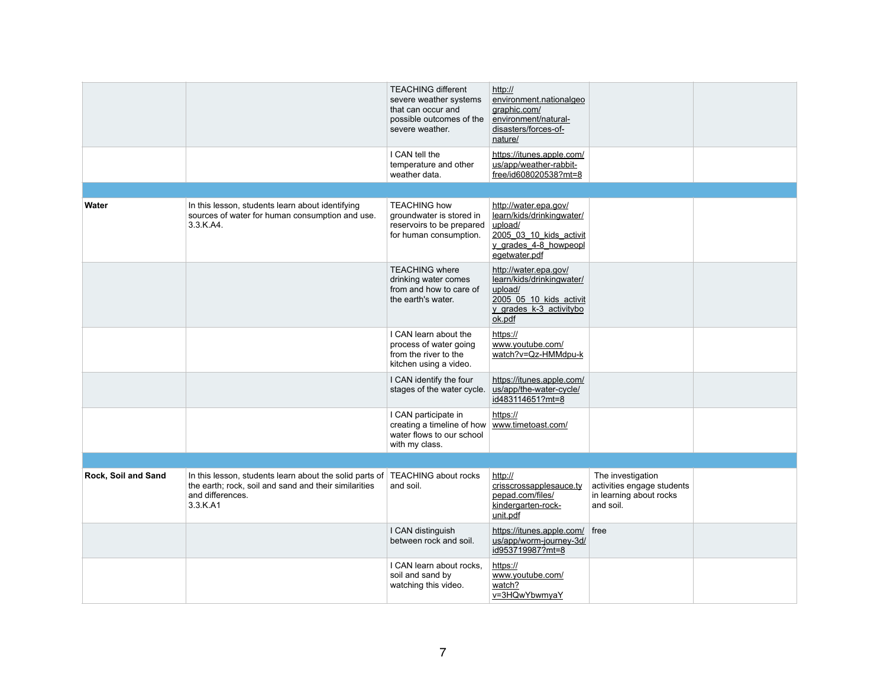| | | | | | |
|---|---|---|---|---|---|
| | | TEACHING different severe weather systems that can occur and possible outcomes of the severe weather. | http://environment.nationalgeographic.com/environment/natural-disasters/forces-of-nature/ | | |
| | | I CAN tell the temperature and other weather data. | https://itunes.apple.com/us/app/weather-rabbit-free/id608020538?mt=8 | | |
| | | | | | |
| **Water** | In this lesson, students learn about identifying sources of water for human consumption and use. 3.3.K.A4. | TEACHING how groundwater is stored in reservoirs to be prepared for human consumption. | http://water.epa.gov/learn/kids/drinkingwater/upload/2005_03_10_kids_activity_grades_4-8_howpeoplegetwater.pdf | | |
| | | TEACHING where drinking water comes from and how to care of the earth's water. | http://water.epa.gov/learn/kids/drinkingwater/upload/2005_05_10_kids_activity_grades_k-3_activitybook.pdf | | |
| | | I CAN learn about the process of water going from the river to the kitchen using a video. | https://www.youtube.com/watch?v=Qz-HMMdpu-k | | |
| | | I CAN identify the four stages of the water cycle. | https://itunes.apple.com/us/app/the-water-cycle/id483114651?mt=8 | | |
| | | I CAN participate in creating a timeline of how water flows to our school with my class. | https://www.timetoast.com/ | | |
| | | | | | |
| **Rock, Soil and Sand** | In this lesson, students learn about the solid parts of the earth; rock, soil and sand and their similarities and differences. 3.3.K.A1 | TEACHING about rocks and soil. | http://crisscrossapplesauce.typepad.com/files/kindergarten-rock-unit.pdf | The investigation activities engage students in learning about rocks and soil. | |
| | | I CAN distinguish between rock and soil. | https://itunes.apple.com/us/app/worm-journey-3d/id953719987?mt=8 | free | |
| | | I CAN learn about rocks, soil and sand by watching this video. | https://www.youtube.com/watch?v=3HQwYbwmyaY | | |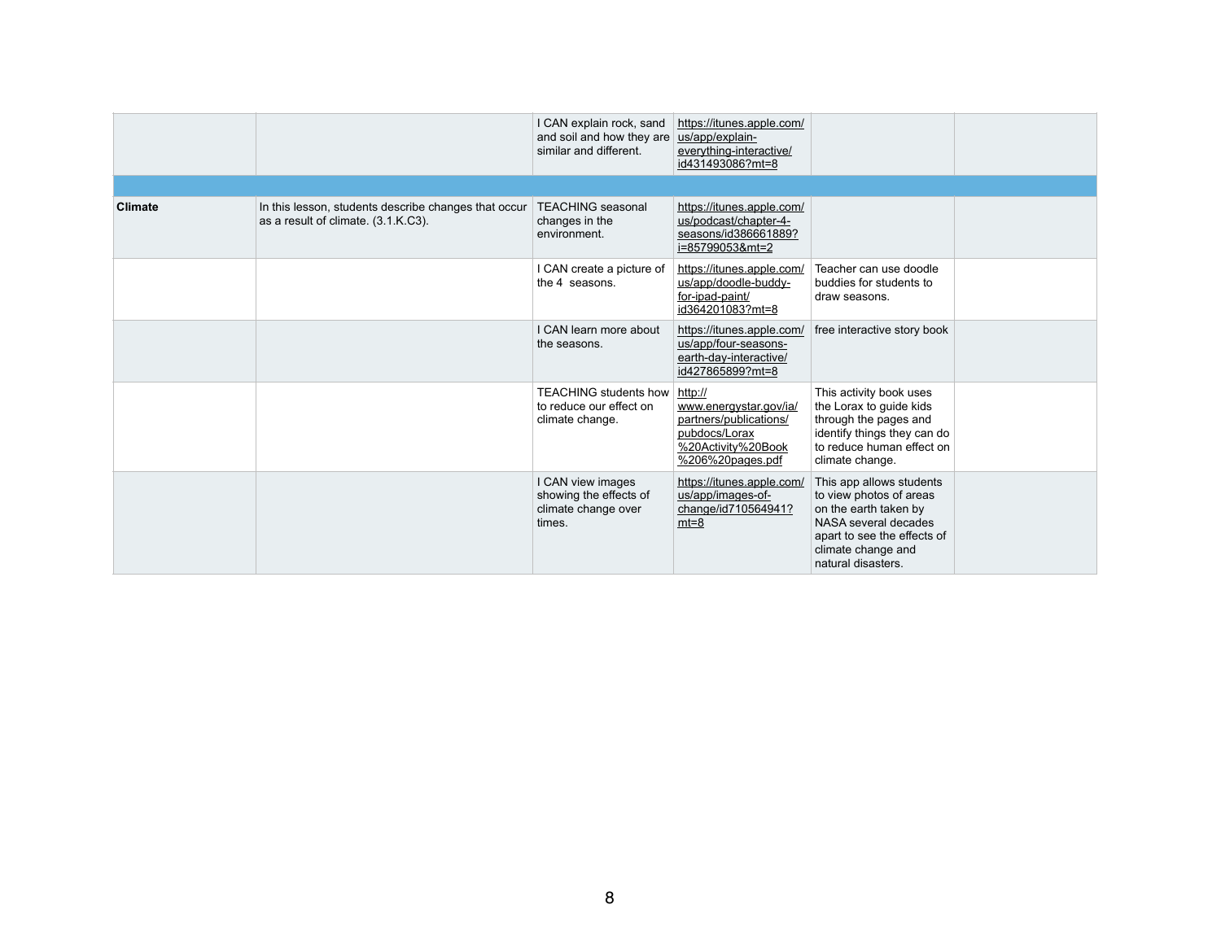| | | | | | |
|---|---|---|---|---|---|
| | | I CAN explain rock, sand and soil and how they are similar and different. | https://itunes.apple.com/us/app/explain-everything-interactive/id431493086?mt=8 | | |
| | | | | | |
| **Climate** | In this lesson, students describe changes that occur as a result of climate. (3.1.K.C3). | TEACHING seasonal changes in the environment. | https://itunes.apple.com/us/podcast/chapter-4-seasons/id386661889?i=85799053&mt=2 | | |
| | | I CAN create a picture of the 4 seasons. | https://itunes.apple.com/us/app/doodle-buddy-for-ipad-paint/id364201083?mt=8 | Teacher can use doodle buddies for students to draw seasons. | |
| | | I CAN learn more about the seasons. | https://itunes.apple.com/us/app/four-seasons-earth-day-interactive/id427865899?mt=8 | free interactive story book | |
| | | TEACHING students how to reduce our effect on climate change. | http://www.energystar.gov/ia/partners/publications/pubdocs/Lorax%20Activity%20Book%206%20pages.pdf | This activity book uses the Lorax to guide kids through the pages and identify things they can do to reduce human effect on climate change. | |
| | | I CAN view images showing the effects of climate change over times. | https://itunes.apple.com/us/app/images-of-change/id710564941?mt=8 | This app allows students to view photos of areas on the earth taken by NASA several decades apart to see the effects of climate change and natural disasters. | |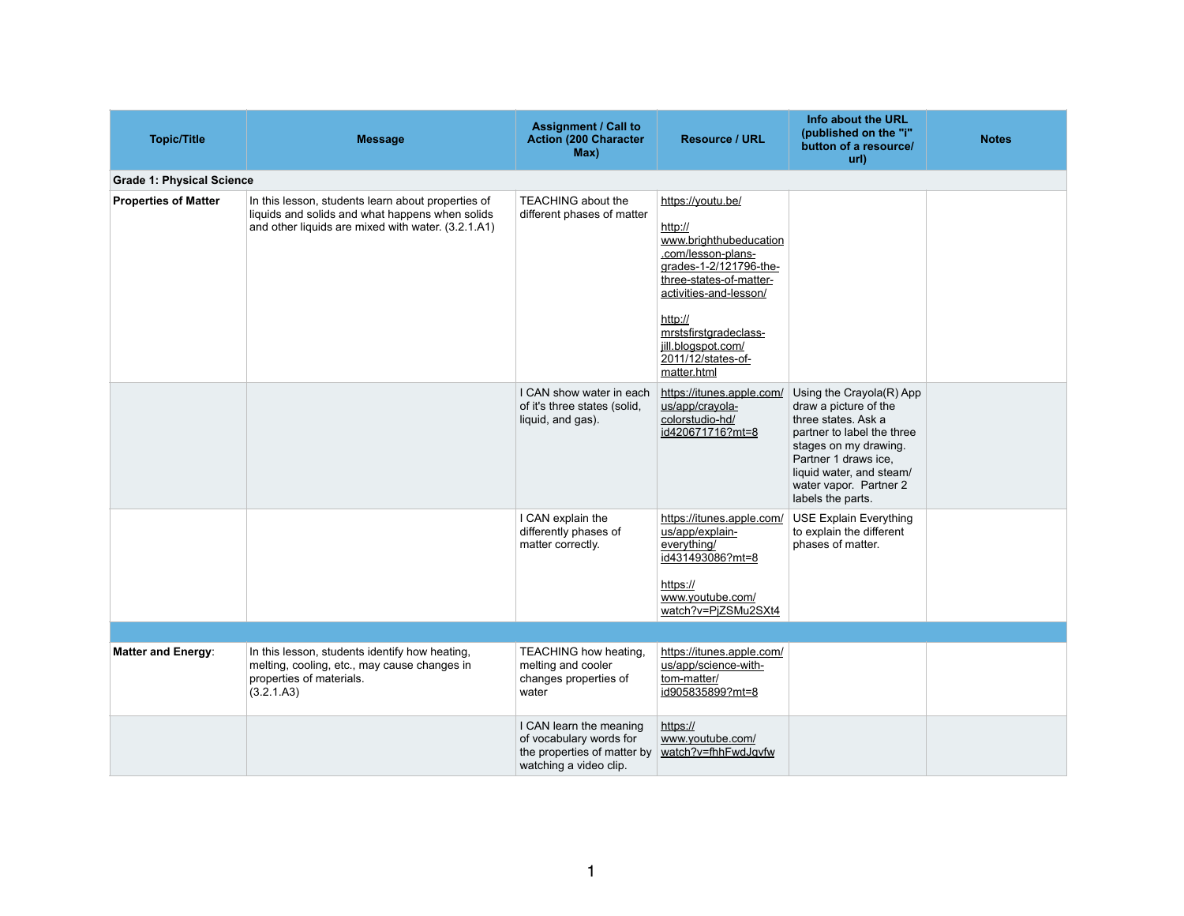| Topic/Title | Message | Assignment / Call to Action (200 Character Max) | Resource / URL | Info about the URL (published on the "i" button of a resource/ url) | Notes |
|---|---|---|---|---|---|
| **Grade 1: Physical Science** | | | | | |
| **Properties of Matter** | In this lesson, students learn about properties of liquids and solids and what happens when solids and other liquids are mixed with water. (3.2.1.A1) | TEACHING about the different phases of matter | https://youtu.be/ <br><br> http://www.brighthubeducation.com/lesson-plans-grades-1-2/121796-the-three-states-of-matter-activities-and-lesson/ <br><br> http://mrstsfirstgradeclass-jill.blogspot.com/2011/12/states-of-matter.html | | |
| | | I CAN show water in each of it's three states (solid, liquid, and gas). | https://itunes.apple.com/us/app/crayola-colorstudio-hd/id420671716?mt=8 | Using the Crayola(R) App draw a picture of the three states. Ask a partner to label the three stages on my drawing. Partner 1 draws ice, liquid water, and steam/ water vapor. Partner 2 labels the parts. | |
| | | I CAN explain the differently phases of matter correctly. | https://itunes.apple.com/us/app/explain-everything/id431493086?mt=8 <br><br> https://www.youtube.com/watch?v=PjZSMu2SXt4 | USE Explain Everything to explain the different phases of matter. | |
| | | | | | |
| **Matter and Energy**: | In this lesson, students identify how heating, melting, cooling, etc., may cause changes in properties of materials. (3.2.1.A3) | TEACHING how heating, melting and cooler changes properties of water | https://itunes.apple.com/us/app/science-with-tom-matter/id905835899?mt=8 | | |
| | | I CAN learn the meaning of vocabulary words for the properties of matter by watching a video clip. | https://www.youtube.com/watch?v=fhhFwdJqvfw | | |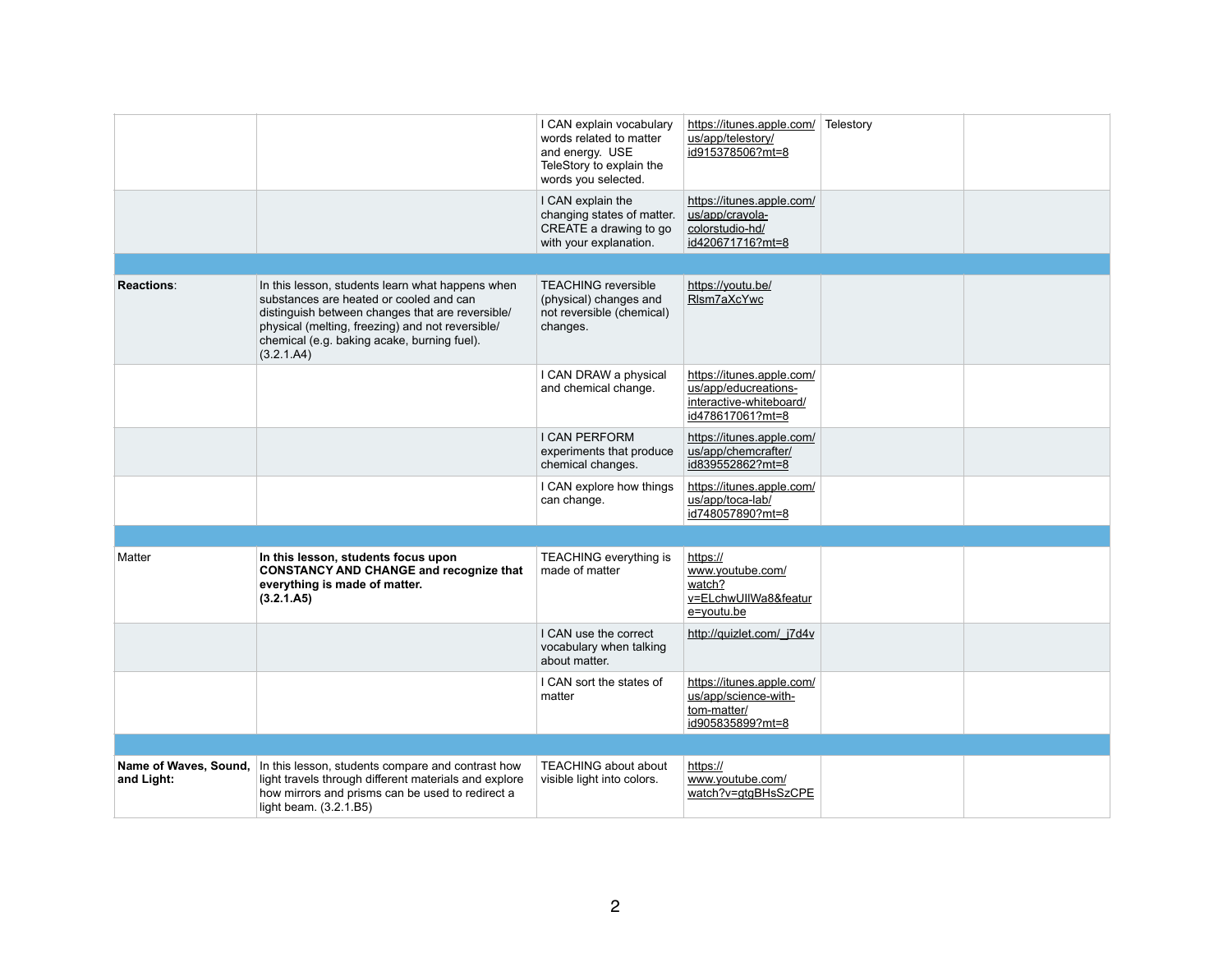| | | | | | |
|---|---|---|---|---|---|
| | | I CAN explain vocabulary words related to matter and energy. USE TeleStory to explain the words you selected. | https://itunes.apple.com/us/app/telestory/id915378506?mt=8 | Telestory | |
| | | I CAN explain the changing states of matter. CREATE a drawing to go with your explanation. | https://itunes.apple.com/us/app/crayola-colorstudio-hd/id420671716?mt=8 | | |
| | | | | | |
| **Reactions**: | In this lesson, students learn what happens when substances are heated or cooled and can distinguish between changes that are reversible/ physical (melting, freezing) and not reversible/ chemical (e.g. baking acake, burning fuel). (3.2.1.A4) | TEACHING reversible (physical) changes and not reversible (chemical) changes. | https://youtu.be/Rlsm7aXcYwc | | |
| | | I CAN DRAW a physical and chemical change. | https://itunes.apple.com/us/app/educreations-interactive-whiteboard/id478617061?mt=8 | | |
| | | I CAN PERFORM experiments that produce chemical changes. | https://itunes.apple.com/us/app/chemcrafter/id839552862?mt=8 | | |
| | | I CAN explore how things can change. | https://itunes.apple.com/us/app/toca-lab/id748057890?mt=8 | | |
| | | | | | |
| Matter | **In this lesson, students focus upon CONSTANCY AND CHANGE and recognize that everything is made of matter. (3.2.1.A5)** | TEACHING everything is made of matter | https://www.youtube.com/watch?v=ELchwUIlWa8&feature=youtu.be | | |
| | | I CAN use the correct vocabulary when talking about matter. | http://quizlet.com/_j7d4v | | |
| | | I CAN sort the states of matter | https://itunes.apple.com/us/app/science-with-tom-matter/id905835899?mt=8 | | |
| | | | | | |
| **Name of Waves, Sound, and Light:** | In this lesson, students compare and contrast how light travels through different materials and explore how mirrors and prisms can be used to redirect a light beam. (3.2.1.B5) | TEACHING about about visible light into colors. | https://www.youtube.com/watch?v=gtgBHsSzCPE | | |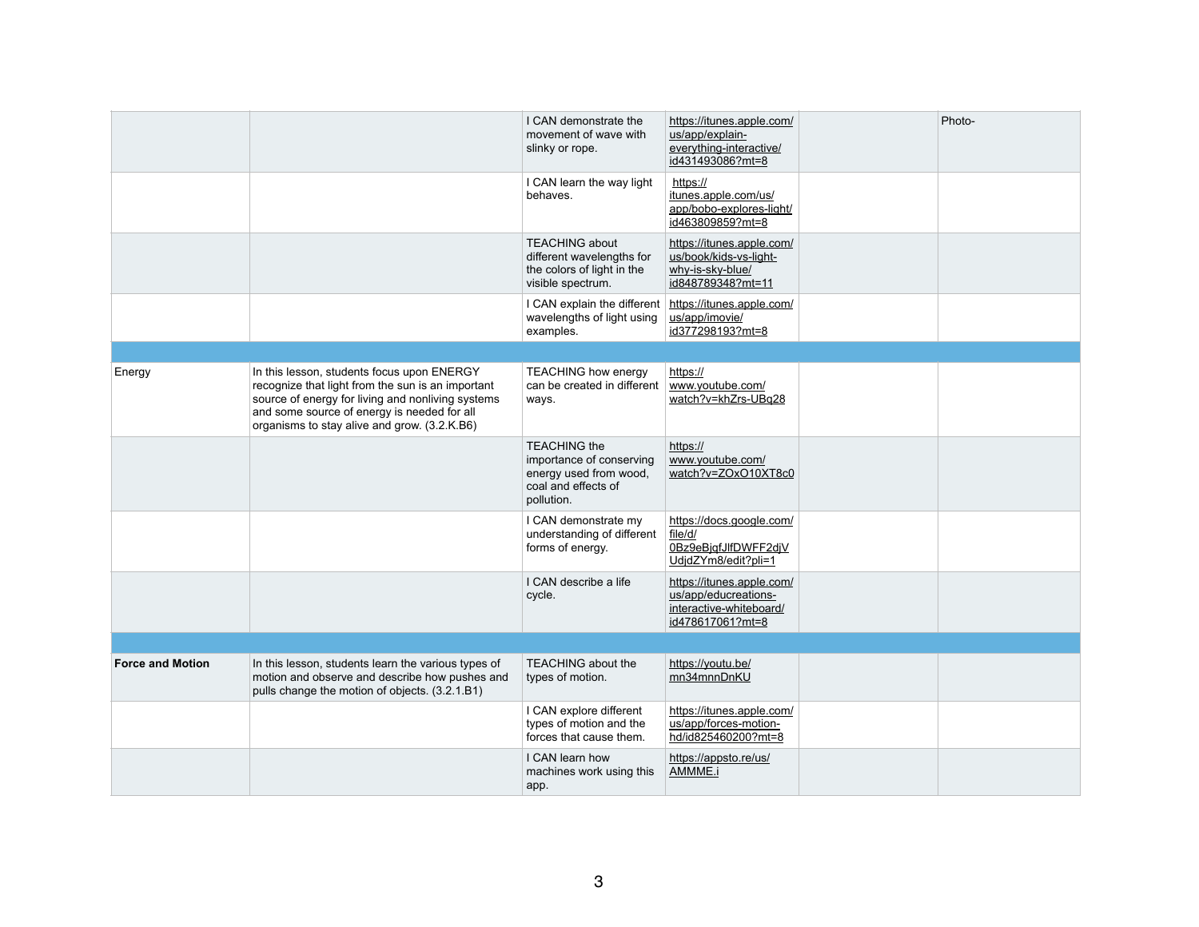| | | | | | |
|---|---|---|---|---|---|
| | | I CAN demonstrate the movement of wave with slinky or rope. | https://itunes.apple.com/us/app/explain-everything-interactive/id431493086?mt=8 | | Photo- |
| | | I CAN learn the way light behaves. | https://itunes.apple.com/us/app/bobo-explores-light/id463809859?mt=8 | | |
| | | TEACHING about different wavelengths for the colors of light in the visible spectrum. | https://itunes.apple.com/us/book/kids-vs-light-why-is-sky-blue/id848789348?mt=11 | | |
| | | I CAN explain the different wavelengths of light using examples. | https://itunes.apple.com/us/app/imovie/id377298193?mt=8 | | |
| | | | | | |
| Energy | In this lesson, students focus upon ENERGY recognize that light from the sun is an important source of energy for living and nonliving systems and some source of energy is needed for all organisms to stay alive and grow. (3.2.K.B6) | TEACHING how energy can be created in different ways. | https://www.youtube.com/watch?v=khZrs-UBq28 | | |
| | | TEACHING the importance of conserving energy used from wood, coal and effects of pollution. | https://www.youtube.com/watch?v=ZOxO10XT8c0 | | |
| | | I CAN demonstrate my understanding of different forms of energy. | https://docs.google.com/file/d/0Bz9eBjqfJlfDWFF2djVUdjdZYm8/edit?pli=1 | | |
| | | I CAN describe a life cycle. | https://itunes.apple.com/us/app/educreations-interactive-whiteboard/id478617061?mt=8 | | |
| | | | | | |
| **Force and Motion** | In this lesson, students learn the various types of motion and observe and describe how pushes and pulls change the motion of objects. (3.2.1.B1) | TEACHING about the types of motion. | https://youtu.be/mn34mnnDnKU | | |
| | | I CAN explore different types of motion and the forces that cause them. | https://itunes.apple.com/us/app/forces-motion-hd/id825460200?mt=8 | | |
| | | I CAN learn how machines work using this app. | https://appsto.re/us/AMMME.i | | |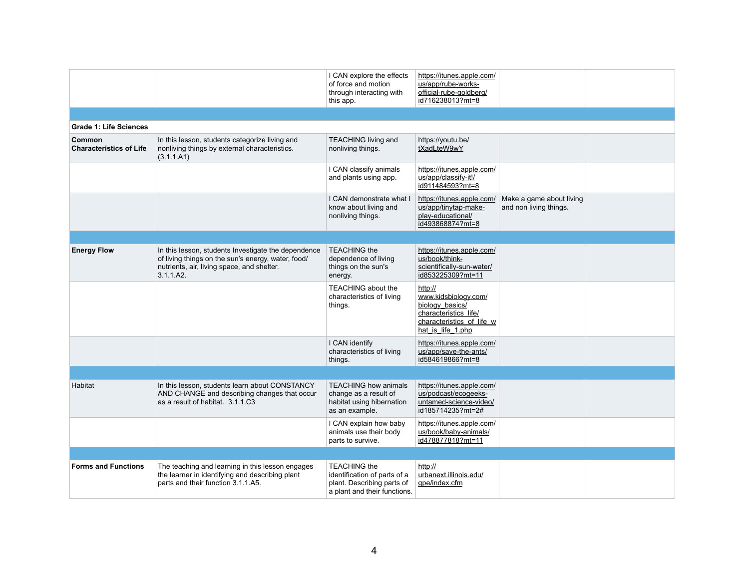| | | | | | |
|---|---|---|---|---|---|
| | | I CAN explore the effects of force and motion through interacting with this app. | https://itunes.apple.com/us/app/rube-works-official-rube-goldberg/id716238013?mt=8 | | |
| | | | | | |
| **Grade 1: Life Sciences** | | | | | |
| **Common Characteristics of Life** | In this lesson, students categorize living and nonliving things by external characteristics. (3.1.1.A1) | TEACHING living and nonliving things. | https://youtu.be/tXadLteW9wY | | |
| | | I CAN classify animals and plants using app. | https://itunes.apple.com/us/app/classify-it!/id911484593?mt=8 | | |
| | | I CAN demonstrate what I know about living and nonliving things. | https://itunes.apple.com/us/app/tinytap-make-play-educational/id493868874?mt=8 | Make a game about living and non living things. | |
| | | | | | |
| **Energy Flow** | In this lesson, students Investigate the dependence of living things on the sun's energy, water, food/nutrients, air, living space, and shelter. 3.1.1.A2. | TEACHING the dependence of living things on the sun's energy. | https://itunes.apple.com/us/book/think-scientifically-sun-water/id853225309?mt=11 | | |
| | | TEACHING about the characteristics of living things. | http://www.kidsbiology.com/biology_basics/characteristics_life/characteristics_of_life_what_is_life_1.php | | |
| | | I CAN identify characteristics of living things. | https://itunes.apple.com/us/app/save-the-ants/id584619866?mt=8 | | |
| | | | | | |
| Habitat | In this lesson, students learn about CONSTANCY AND CHANGE and describing changes that occur as a result of habitat. 3.1.1.C3 | TEACHING how animals change as a result of habitat using hibernation as an example. | https://itunes.apple.com/us/podcast/ecogeeks-untamed-science-video/id185714235?mt=2# | | |
| | | I CAN explain how baby animals use their body parts to survive. | https://itunes.apple.com/us/book/baby-animals/id478877818?mt=11 | | |
| | | | | | |
| **Forms and Functions** | The teaching and learning in this lesson engages the learner in identifying and describing plant parts and their function 3.1.1.A5. | TEACHING the identification of parts of a plant. Describing parts of a plant and their functions. | http://urbanext.illinois.edu/gpe/index.cfm | | |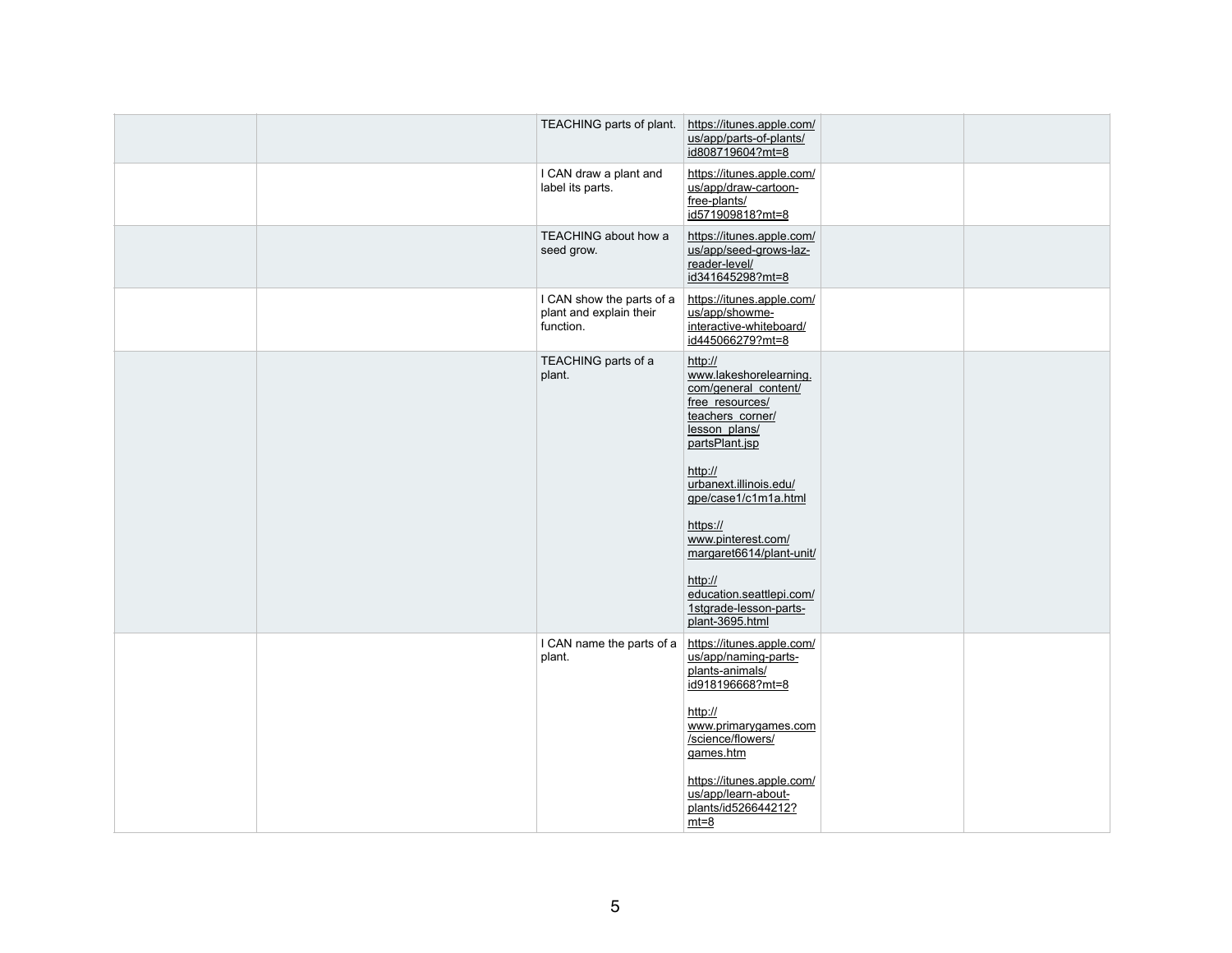|  |  |  |  |  |  |
|---|---|---|---|---|---|
|  |  | TEACHING parts of plant. | https://itunes.apple.com/us/app/parts-of-plants/id808719604?mt=8 |  |  |
|  |  | I CAN draw a plant and label its parts. | https://itunes.apple.com/us/app/draw-cartoon-free-plants/id571909818?mt=8 |  |  |
|  |  | TEACHING about how a seed grow. | https://itunes.apple.com/us/app/seed-grows-laz-reader-level/id341645298?mt=8 |  |  |
|  |  | I CAN show the parts of a plant and explain their function. | https://itunes.apple.com/us/app/showme-interactive-whiteboard/id445066279?mt=8 |  |  |
|  |  | TEACHING parts of a plant. | http://www.lakeshorelearning.com/general_content/free_resources/teachers_corner/lesson_plans/partsPlant.jsp<br><br>http://urbanext.illinois.edu/gpe/case1/c1m1a.html<br><br>https://www.pinterest.com/margaret6614/plant-unit/<br><br>http://education.seattlepi.com/1stgrade-lesson-parts-plant-3695.html |  |  |
|  |  | I CAN name the parts of a plant. | https://itunes.apple.com/us/app/naming-parts-plants-animals/id918196668?mt=8<br><br>http://www.primarygames.com/science/flowers/games.htm<br><br>https://itunes.apple.com/us/app/learn-about-plants/id526644212?mt=8 |  |  |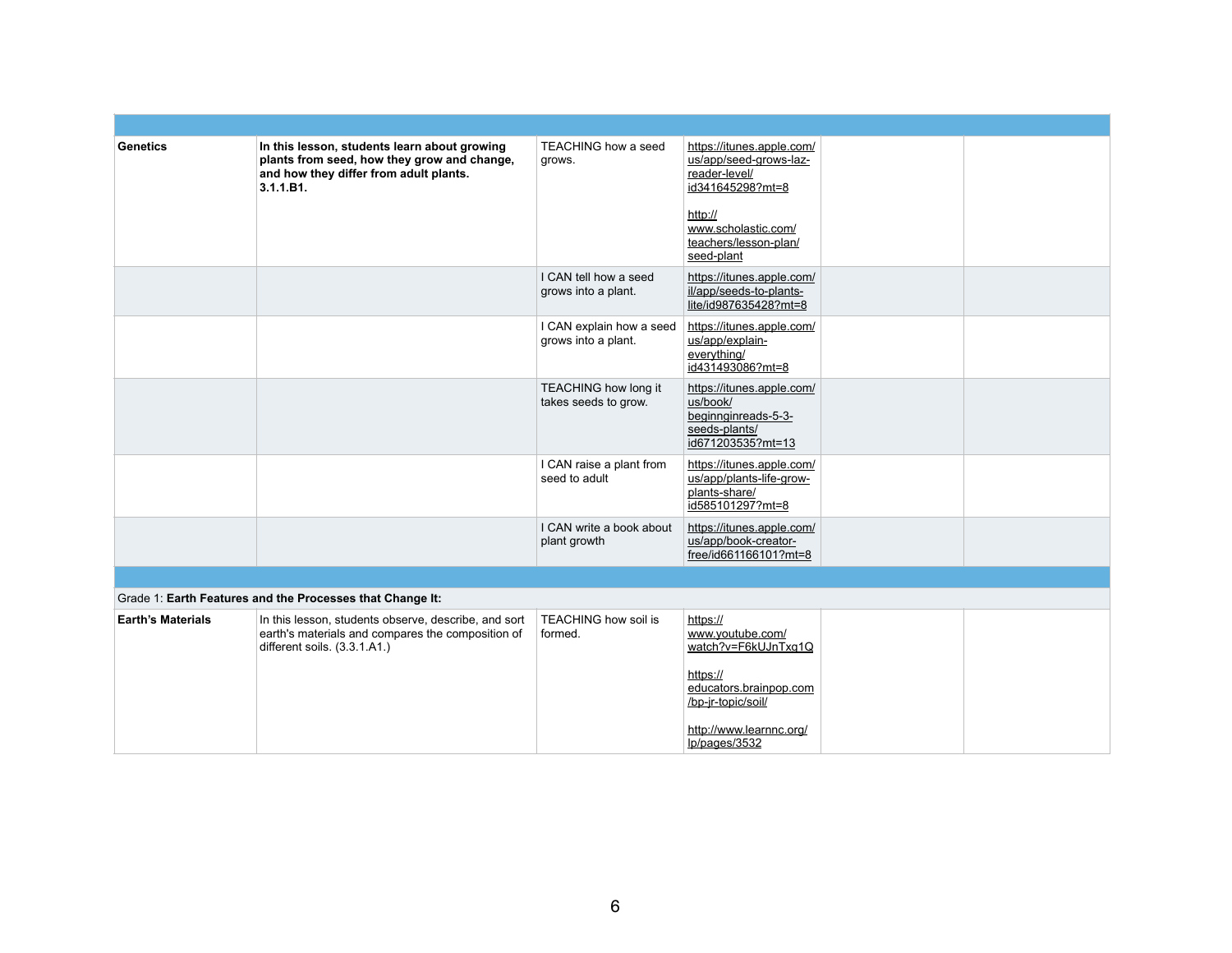| | | | | | |
|---|---|---|---|---|---|
| **Genetics** | **In this lesson, students learn about growing plants from seed, how they grow and change, and how they differ from adult plants. 3.1.1.B1.** | TEACHING how a seed grows. | https://itunes.apple.com/us/app/seed-grows-laz-reader-level/id341645298?mt=8<br><br>http://www.scholastic.com/teachers/lesson-plan/seed-plant | | |
| | | I CAN tell how a seed grows into a plant. | https://itunes.apple.com/il/app/seeds-to-plants-lite/id987635428?mt=8 | | |
| | | I CAN explain how a seed grows into a plant. | https://itunes.apple.com/us/app/explain-everything/id431493086?mt=8 | | |
| | | TEACHING how long it takes seeds to grow. | https://itunes.apple.com/us/book/beginnginreads-5-3-seeds-plants/id671203535?mt=13 | | |
| | | I CAN raise a plant from seed to adult | https://itunes.apple.com/us/app/plants-life-grow-plants-share/id585101297?mt=8 | | |
| | | I CAN write a book about plant growth | https://itunes.apple.com/us/app/book-creator-free/id661166101?mt=8 | | |
| | | | | | |
| Grade 1: **Earth Features and the Processes that Change It:** | | | | | |
| **Earth's Materials** | In this lesson, students observe, describe, and sort earth's materials and compares the composition of different soils. (3.3.1.A1.) | TEACHING how soil is formed. | https://www.youtube.com/watch?v=F6kUJnTxq1Q<br><br>https://educators.brainpop.com/bp-jr-topic/soil/<br><br>http://www.learnnc.org/lp/pages/3532 | | |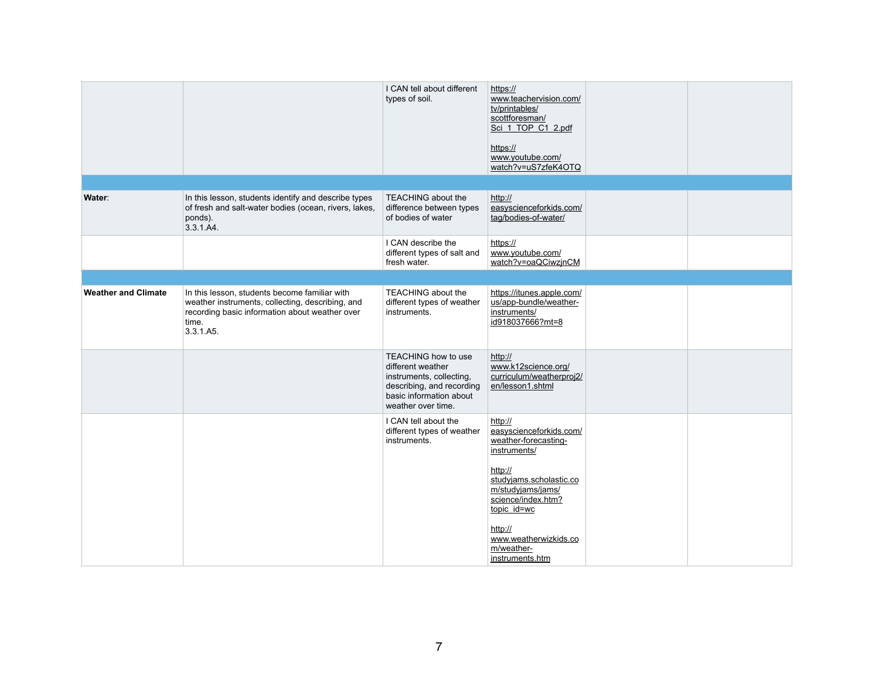| | | | | | |
|---|---|---|---|---|---|
| | | I CAN tell about different types of soil. | https://www.teachervision.com/tv/printables/scottforesman/Sci_1_TOP_C1_2.pdf<br><br>https://www.youtube.com/watch?v=uS7zfeK4OTQ | | |
| | | | | | |
| **Water**: | In this lesson, students identify and describe types of fresh and salt-water bodies (ocean, rivers, lakes, ponds).<br>3.3.1.A4. | TEACHING about the difference between types of bodies of water | http://easyscienceforkids.com/tag/bodies-of-water/ | | |
| | | I CAN describe the different types of salt and fresh water. | https://www.youtube.com/watch?v=oaQCiwzjnCM | | |
| | | | | | |
| **Weather and Climate** | In this lesson, students become familiar with weather instruments, collecting, describing, and recording basic information about weather over time.<br>3.3.1.A5. | TEACHING about the different types of weather instruments. | https://itunes.apple.com/us/app-bundle/weather-instruments/id918037666?mt=8 | | |
| | | TEACHING how to use different weather instruments, collecting, describing, and recording basic information about weather over time. | http://www.k12science.org/curriculum/weatherproj2/en/lesson1.shtml | | |
| | | I CAN tell about the different types of weather instruments. | http://easyscienceforkids.com/weather-forecasting-instruments/<br><br>http://studyjams.scholastic.com/studyjams/jams/science/index.htm?topic_id=wc<br><br>http://www.weatherwizkids.com/weather-instruments.htm | | |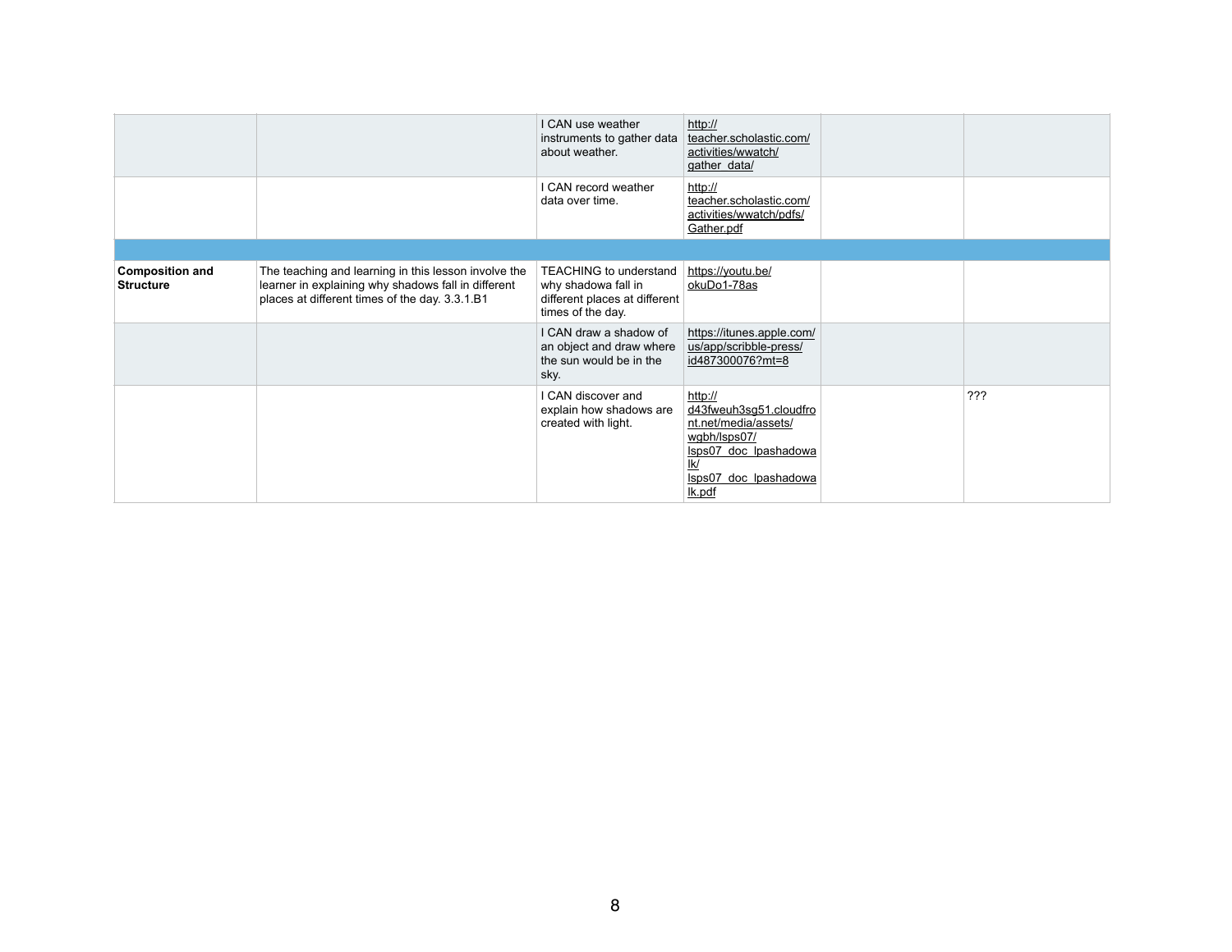| | | | | | |
|---|---|---|---|---|---|
| | | I CAN use weather instruments to gather data about weather. | http://teacher.scholastic.com/activities/wwatch/gather_data/ | | |
| | | I CAN record weather data over time. | http://teacher.scholastic.com/activities/wwatch/pdfs/Gather.pdf | | |
| | | | | | |
| **Composition and Structure** | The teaching and learning in this lesson involve the learner in explaining why shadows fall in different places at different times of the day. 3.3.1.B1 | TEACHING to understand why shadowa fall in different places at different times of the day. | https://youtu.be/okuDo1-78as | | |
| | | I CAN draw a shadow of an object and draw where the sun would be in the sky. | https://itunes.apple.com/us/app/scribble-press/id487300076?mt=8 | | |
| | | I CAN discover and explain how shadows are created with light. | http://d43fweuh3sg51.cloudfront.net/media/assets/wgbh/lsps07/lsps07_doc_lpashadowalk/lsps07_doc_lpashadowalk.pdf | | ??? |